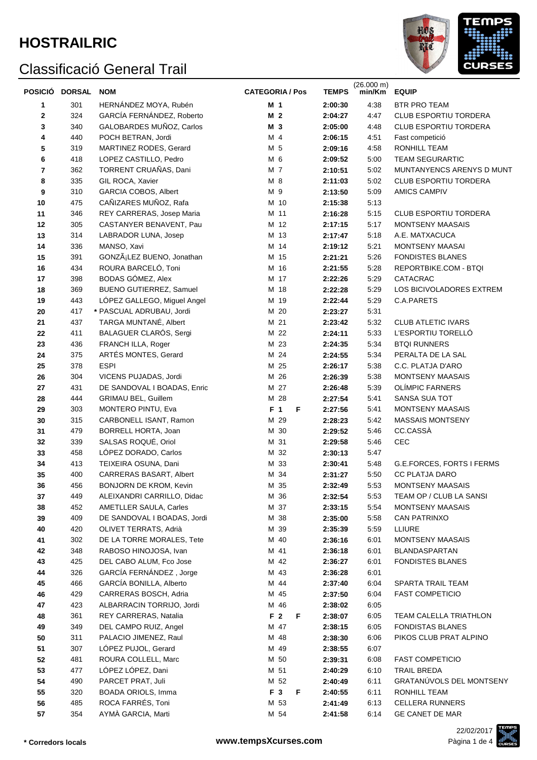# HOSTRAILRIC

## Classificació General Trail

| POSICIÓ | DORSAL | NOM | CATEGORIA / Pos | | TEMPS | (26.000 m) min/Km | EQUIP |
|---|---|---|---|---|---|---|---|
| 1 | 301 | HERNÁNDEZ MOYA, Rubén | M 1 | | 2:00:30 | 4:38 | BTR PRO TEAM |
| 2 | 324 | GARCÍA FERNÁNDEZ, Roberto | M 2 | | 2:04:27 | 4:47 | CLUB ESPORTIU TORDERA |
| 3 | 340 | GALOBARDES MUÑOZ, Carlos | M 3 | | 2:05:00 | 4:48 | CLUB ESPORTIU TORDERA |
| 4 | 440 | POCH BETRAN, Jordi | M 4 | | 2:06:15 | 4:51 | Fast competició |
| 5 | 319 | MARTINEZ RODES, Gerard | M 5 | | 2:09:16 | 4:58 | RONHILL TEAM |
| 6 | 418 | LOPEZ CASTILLO, Pedro | M 6 | | 2:09:52 | 5:00 | TEAM SEGURARTIC |
| 7 | 362 | TORRENT CRUAÑAS, Dani | M 7 | | 2:10:51 | 5:02 | MUNTANYENCS ARENYS D MUNT |
| 8 | 335 | GIL ROCA, Xavier | M 8 | | 2:11:03 | 5:02 | CLUB ESPORTIU TORDERA |
| 9 | 310 | GARCIA COBOS, Albert | M 9 | | 2:13:50 | 5:09 | AMICS CAMPIV |
| 10 | 475 | CAÑIZARES MUÑOZ, Rafa | M 10 | | 2:15:38 | 5:13 | |
| 11 | 346 | REY CARRERAS, Josep Maria | M 11 | | 2:16:28 | 5:15 | CLUB ESPORTIU TORDERA |
| 12 | 305 | CASTANYER BENAVENT, Pau | M 12 | | 2:17:15 | 5:17 | MONTSENY MAASAIS |
| 13 | 314 | LABRADOR LUNA, Josep | M 13 | | 2:17:47 | 5:18 | A.E. MATXACUCA |
| 14 | 336 | MANSO, Xavi | M 14 | | 2:19:12 | 5:21 | MONTSENY MAASAI |
| 15 | 391 | GONZÃ¡LEZ BUENO, Jonathan | M 15 | | 2:21:21 | 5:26 | FONDISTES BLANES |
| 16 | 434 | ROURA BARCELÓ, Toni | M 16 | | 2:21:55 | 5:28 | REPORTBIKE.COM - BTQI |
| 17 | 398 | BODAS GÓMEZ, Alex | M 17 | | 2:22:26 | 5:29 | CATACRAC |
| 18 | 369 | BUENO GUTIERREZ, Samuel | M 18 | | 2:22:28 | 5:29 | LOS BICIVOLADORES EXTREM |
| 19 | 443 | LÓPEZ GALLEGO, Miguel Angel | M 19 | | 2:22:44 | 5:29 | C.A.PARETS |
| 20 | 417 | * PASCUAL ADRUBAU, Jordi | M 20 | | 2:23:27 | 5:31 | |
| 21 | 437 | TARGA MUNTANÉ, Albert | M 21 | | 2:23:42 | 5:32 | CLUB ATLETIC IVARS |
| 22 | 411 | BALAGUER CLARÓS, Sergi | M 22 | | 2:24:11 | 5:33 | L'ESPORTIU TORELLÓ |
| 23 | 436 | FRANCH ILLA, Roger | M 23 | | 2:24:35 | 5:34 | BTQI RUNNERS |
| 24 | 375 | ARTÉS MONTES, Gerard | M 24 | | 2:24:55 | 5:34 | PERALTA DE LA SAL |
| 25 | 378 | ESPI | M 25 | | 2:26:17 | 5:38 | C.C. PLATJA D'ARO |
| 26 | 304 | VICENS PUJADAS, Jordi | M 26 | | 2:26:39 | 5:38 | MONTSENY MAASAIS |
| 27 | 431 | DE SANDOVAL I BOADAS, Enric | M 27 | | 2:26:48 | 5:39 | OLÍMPIC FARNERS |
| 28 | 444 | GRIMAU BEL, Guillem | M 28 | | 2:27:54 | 5:41 | SANSA SUA TOT |
| 29 | 303 | MONTERO PINTU, Eva | F 1 | F | 2:27:56 | 5:41 | MONTSENY MAASAIS |
| 30 | 315 | CARBONELL ISANT, Ramon | M 29 | | 2:28:23 | 5:42 | MASSAIS MONTSENY |
| 31 | 479 | BORRELL HORTA, Joan | M 30 | | 2:29:52 | 5:46 | CC.CASSÀ |
| 32 | 339 | SALSAS ROQUÉ, Oriol | M 31 | | 2:29:58 | 5:46 | CEC |
| 33 | 458 | LÓPEZ DORADO, Carlos | M 32 | | 2:30:13 | 5:47 | |
| 34 | 413 | TEIXEIRA OSUNA, Dani | M 33 | | 2:30:41 | 5:48 | G.E.FORCES, FORTS I FERMS |
| 35 | 400 | CARRERAS BASART, Albert | M 34 | | 2:31:27 | 5:50 | CC PLATJA DARO |
| 36 | 456 | BONJORN DE KROM, Kevin | M 35 | | 2:32:49 | 5:53 | MONTSENY MAASAIS |
| 37 | 449 | ALEIXANDRI CARRILLO, Didac | M 36 | | 2:32:54 | 5:53 | TEAM OP / CLUB LA SANSI |
| 38 | 452 | AMETLLER SAULA, Carles | M 37 | | 2:33:15 | 5:54 | MONTSENY MAASAIS |
| 39 | 409 | DE SANDOVAL I BOADAS, Jordi | M 38 | | 2:35:00 | 5:58 | CAN PATRINXO |
| 40 | 420 | OLIVET TERRATS, Adrià | M 39 | | 2:35:39 | 5:59 | LLIURE |
| 41 | 302 | DE LA TORRE MORALES, Tete | M 40 | | 2:36:16 | 6:01 | MONTSENY MAASAIS |
| 42 | 348 | RABOSO HINOJOSA, Ivan | M 41 | | 2:36:18 | 6:01 | BLANDASPARTAN |
| 43 | 425 | DEL CABO ALUM, Fco Jose | M 42 | | 2:36:27 | 6:01 | FONDISTES BLANES |
| 44 | 326 | GARCÍA FERNÁNDEZ , Jorge | M 43 | | 2:36:28 | 6:01 | |
| 45 | 466 | GARCÍA BONILLA, Alberto | M 44 | | 2:37:40 | 6:04 | SPARTA TRAIL TEAM |
| 46 | 429 | CARRERAS BOSCH, Adria | M 45 | | 2:37:50 | 6:04 | FAST COMPETICIO |
| 47 | 423 | ALBARRACIN TORRIJO, Jordi | M 46 | | 2:38:02 | 6:05 | |
| 48 | 361 | REY CARRERAS, Natalia | F 2 | F | 2:38:07 | 6:05 | TEAM CALELLA TRIATHLON |
| 49 | 349 | DEL CAMPO RUIZ, Angel | M 47 | | 2:38:15 | 6:05 | FONDISTAS BLANES |
| 50 | 311 | PALACIO JIMENEZ, Raul | M 48 | | 2:38:30 | 6:06 | PIKOS CLUB PRAT ALPINO |
| 51 | 307 | LÓPEZ PUJOL, Gerard | M 49 | | 2:38:55 | 6:07 | |
| 52 | 481 | ROURA COLLELL, Marc | M 50 | | 2:39:31 | 6:08 | FAST COMPETICIO |
| 53 | 477 | LÓPEZ LÓPEZ, Dani | M 51 | | 2:40:29 | 6:10 | TRAIL BREDA |
| 54 | 490 | PARCET PRAT, Juli | M 52 | | 2:40:49 | 6:11 | GRATANÚVOLS DEL MONTSENY |
| 55 | 320 | BOADA ORIOLS, Imma | F 3 | F | 2:40:55 | 6:11 | RONHILL TEAM |
| 56 | 485 | ROCA FARRÉS, Toni | M 53 | | 2:41:49 | 6:13 | CELLERA RUNNERS |
| 57 | 354 | AYMÀ GARCIA, Marti | M 54 | | 2:41:58 | 6:14 | GE CANET DE MAR |

**\* Corredors locals**

**www.tempsXcurses.com**

22/02/2017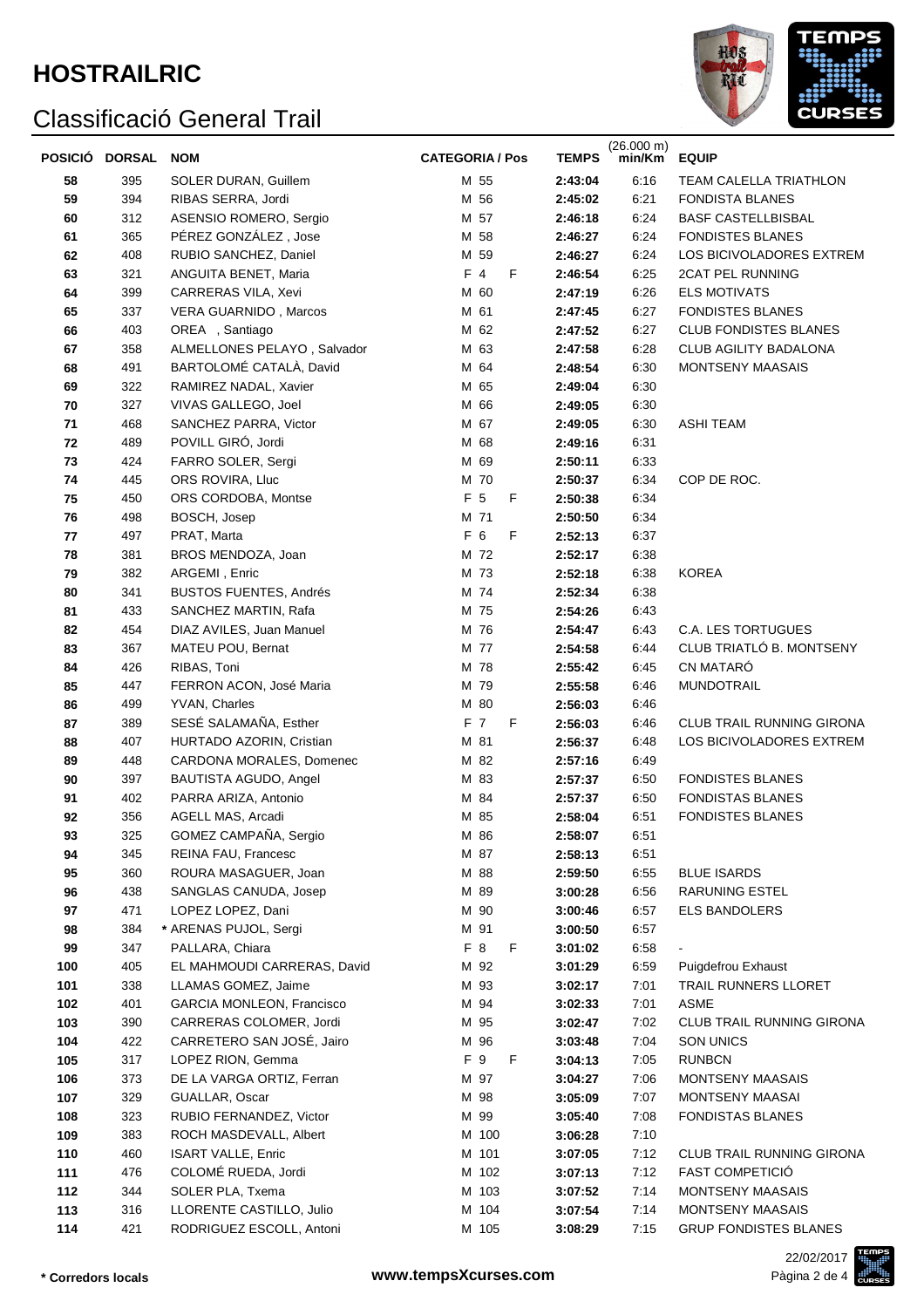# HOSTRAILRIC

## Classificació General Trail

| POSICIÓ | DORSAL | NOM | CATEGORIA / Pos | | TEMPS | (26.000 m) min/Km | EQUIP |
|---|---|---|---|---|---|---|---|
| 58 | 395 | SOLER DURAN, Guillem | M 55 | | 2:43:04 | 6:16 | TEAM CALELLA TRIATHLON |
| 59 | 394 | RIBAS SERRA, Jordi | M 56 | | 2:45:02 | 6:21 | FONDISTA BLANES |
| 60 | 312 | ASENSIO ROMERO, Sergio | M 57 | | 2:46:18 | 6:24 | BASF CASTELLBISBAL |
| 61 | 365 | PÉREZ GONZÁLEZ , Jose | M 58 | | 2:46:27 | 6:24 | FONDISTES BLANES |
| 62 | 408 | RUBIO SANCHEZ, Daniel | M 59 | | 2:46:27 | 6:24 | LOS BICIVOLADORES EXTREM |
| 63 | 321 | ANGUITA BENET, Maria | F 4 | F | 2:46:54 | 6:25 | 2CAT PEL RUNNING |
| 64 | 399 | CARRERAS VILA, Xevi | M 60 | | 2:47:19 | 6:26 | ELS MOTIVATS |
| 65 | 337 | VERA GUARNIDO , Marcos | M 61 | | 2:47:45 | 6:27 | FONDISTES BLANES |
| 66 | 403 | OREA , Santiago | M 62 | | 2:47:52 | 6:27 | CLUB FONDISTES BLANES |
| 67 | 358 | ALMELLONES PELAYO , Salvador | M 63 | | 2:47:58 | 6:28 | CLUB AGILITY BADALONA |
| 68 | 491 | BARTOLOMÉ CATALÀ, David | M 64 | | 2:48:54 | 6:30 | MONTSENY MAASAIS |
| 69 | 322 | RAMIREZ NADAL, Xavier | M 65 | | 2:49:04 | 6:30 | |
| 70 | 327 | VIVAS GALLEGO, Joel | M 66 | | 2:49:05 | 6:30 | |
| 71 | 468 | SANCHEZ PARRA, Victor | M 67 | | 2:49:05 | 6:30 | ASHI TEAM |
| 72 | 489 | POVILL GIRÓ, Jordi | M 68 | | 2:49:16 | 6:31 | |
| 73 | 424 | FARRO SOLER, Sergi | M 69 | | 2:50:11 | 6:33 | |
| 74 | 445 | ORS ROVIRA, Lluc | M 70 | | 2:50:37 | 6:34 | COP DE ROC. |
| 75 | 450 | ORS CORDOBA, Montse | F 5 | F | 2:50:38 | 6:34 | |
| 76 | 498 | BOSCH, Josep | M 71 | | 2:50:50 | 6:34 | |
| 77 | 497 | PRAT, Marta | F 6 | F | 2:52:13 | 6:37 | |
| 78 | 381 | BROS MENDOZA, Joan | M 72 | | 2:52:17 | 6:38 | |
| 79 | 382 | ARGEMI , Enric | M 73 | | 2:52:18 | 6:38 | KOREA |
| 80 | 341 | BUSTOS FUENTES, Andrés | M 74 | | 2:52:34 | 6:38 | |
| 81 | 433 | SANCHEZ MARTIN, Rafa | M 75 | | 2:54:26 | 6:43 | |
| 82 | 454 | DIAZ AVILES, Juan Manuel | M 76 | | 2:54:47 | 6:43 | C.A. LES TORTUGUES |
| 83 | 367 | MATEU POU, Bernat | M 77 | | 2:54:58 | 6:44 | CLUB TRIATLÓ B. MONTSENY |
| 84 | 426 | RIBAS, Toni | M 78 | | 2:55:42 | 6:45 | CN MATARÓ |
| 85 | 447 | FERRON ACON, José Maria | M 79 | | 2:55:58 | 6:46 | MUNDOTRAIL |
| 86 | 499 | YVAN, Charles | M 80 | | 2:56:03 | 6:46 | |
| 87 | 389 | SESÉ SALAMAÑA, Esther | F 7 | F | 2:56:03 | 6:46 | CLUB TRAIL RUNNING GIRONA |
| 88 | 407 | HURTADO AZORIN, Cristian | M 81 | | 2:56:37 | 6:48 | LOS BICIVOLADORES EXTREM |
| 89 | 448 | CARDONA MORALES, Domenec | M 82 | | 2:57:16 | 6:49 | |
| 90 | 397 | BAUTISTA AGUDO, Angel | M 83 | | 2:57:37 | 6:50 | FONDISTES BLANES |
| 91 | 402 | PARRA ARIZA, Antonio | M 84 | | 2:57:37 | 6:50 | FONDISTAS BLANES |
| 92 | 356 | AGELL MAS, Arcadi | M 85 | | 2:58:04 | 6:51 | FONDISTES BLANES |
| 93 | 325 | GOMEZ CAMPAÑA, Sergio | M 86 | | 2:58:07 | 6:51 | |
| 94 | 345 | REINA FAU, Francesc | M 87 | | 2:58:13 | 6:51 | |
| 95 | 360 | ROURA MASAGUER, Joan | M 88 | | 2:59:50 | 6:55 | BLUE ISARDS |
| 96 | 438 | SANGLAS CANUDA, Josep | M 89 | | 3:00:28 | 6:56 | RARUNING ESTEL |
| 97 | 471 | LOPEZ LOPEZ, Dani | M 90 | | 3:00:46 | 6:57 | ELS BANDOLERS |
| 98 | 384 | * ARENAS PUJOL, Sergi | M 91 | | 3:00:50 | 6:57 | |
| 99 | 347 | PALLARA, Chiara | F 8 | F | 3:01:02 | 6:58 | - |
| 100 | 405 | EL MAHMOUDI CARRERAS, David | M 92 | | 3:01:29 | 6:59 | Puigdefrou Exhaust |
| 101 | 338 | LLAMAS GOMEZ, Jaime | M 93 | | 3:02:17 | 7:01 | TRAIL RUNNERS LLORET |
| 102 | 401 | GARCIA MONLEON, Francisco | M 94 | | 3:02:33 | 7:01 | ASME |
| 103 | 390 | CARRERAS COLOMER, Jordi | M 95 | | 3:02:47 | 7:02 | CLUB TRAIL RUNNING GIRONA |
| 104 | 422 | CARRETERO SAN JOSÉ, Jairo | M 96 | | 3:03:48 | 7:04 | SON UNICS |
| 105 | 317 | LOPEZ RION, Gemma | F 9 | F | 3:04:13 | 7:05 | RUNBCN |
| 106 | 373 | DE LA VARGA ORTIZ, Ferran | M 97 | | 3:04:27 | 7:06 | MONTSENY MAASAIS |
| 107 | 329 | GUALLAR, Oscar | M 98 | | 3:05:09 | 7:07 | MONTSENY MAASAI |
| 108 | 323 | RUBIO FERNANDEZ, Victor | M 99 | | 3:05:40 | 7:08 | FONDISTAS BLANES |
| 109 | 383 | ROCH MASDEVALL, Albert | M 100 | | 3:06:28 | 7:10 | |
| 110 | 460 | ISART VALLE, Enric | M 101 | | 3:07:05 | 7:12 | CLUB TRAIL RUNNING GIRONA |
| 111 | 476 | COLOMÉ RUEDA, Jordi | M 102 | | 3:07:13 | 7:12 | FAST COMPETICIÓ |
| 112 | 344 | SOLER PLA, Txema | M 103 | | 3:07:52 | 7:14 | MONTSENY MAASAIS |
| 113 | 316 | LLORENTE CASTILLO, Julio | M 104 | | 3:07:54 | 7:14 | MONTSENY MAASAIS |
| 114 | 421 | RODRIGUEZ ESCOLL, Antoni | M 105 | | 3:08:29 | 7:15 | GRUP FONDISTES BLANES |

**\* Corredors locals**

**www.tempsXcurses.com**

22/02/2017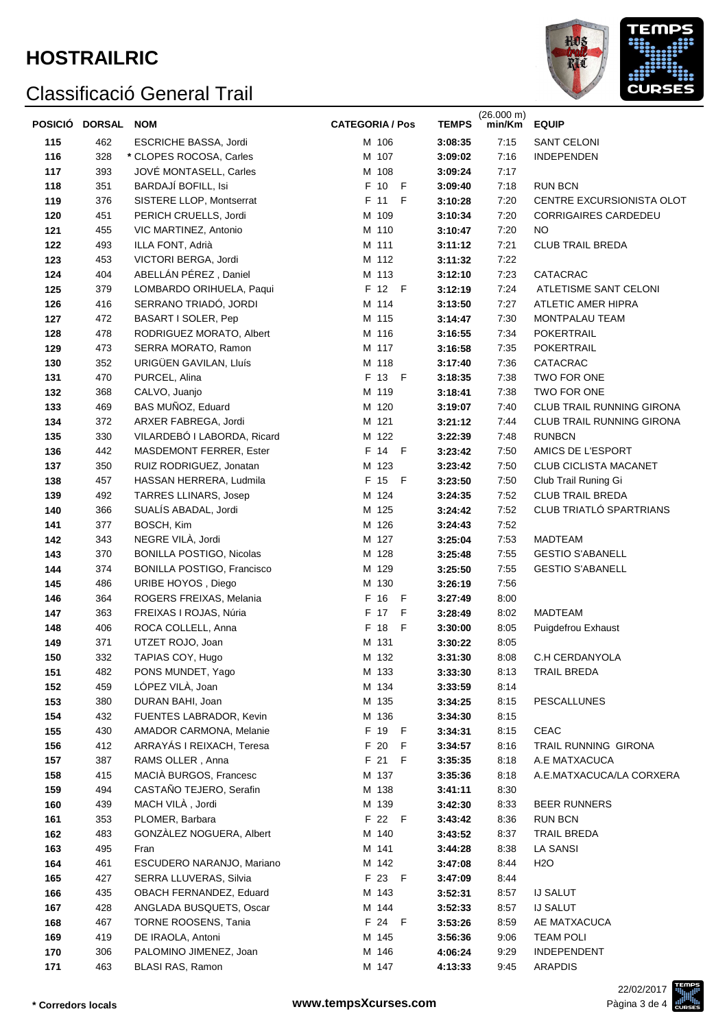# HOSTRAILRIC

## Classificació General Trail

| POSICIÓ | DORSAL | NOM | CATEGORIA / Pos | TEMPS | (26.000 m) min/Km | EQUIP |
|---|---|---|---|---|---|---|
| 115 | 462 | ESCRICHE BASSA, Jordi | M 106 | 3:08:35 | 7:15 | SANT CELONI |
| 116 | 328 | * CLOPES ROCOSA, Carles | M 107 | 3:09:02 | 7:16 | INDEPENDEN |
| 117 | 393 | JOVÉ MONTASELL, Carles | M 108 | 3:09:24 | 7:17 | |
| 118 | 351 | BARDAJÍ BOFILL, Isi | F 10 F | 3:09:40 | 7:18 | RUN BCN |
| 119 | 376 | SISTERE LLOP, Montserrat | F 11 F | 3:10:28 | 7:20 | CENTRE EXCURSIONISTA OLOT |
| 120 | 451 | PERICH CRUELLS, Jordi | M 109 | 3:10:34 | 7:20 | CORRIGAIRES CARDEDEU |
| 121 | 455 | VIC MARTINEZ, Antonio | M 110 | 3:10:47 | 7:20 | NO |
| 122 | 493 | ILLA FONT, Adrià | M 111 | 3:11:12 | 7:21 | CLUB TRAIL BREDA |
| 123 | 453 | VICTORI BERGA, Jordi | M 112 | 3:11:32 | 7:22 | |
| 124 | 404 | ABELLÁN PÉREZ , Daniel | M 113 | 3:12:10 | 7:23 | CATACRAC |
| 125 | 379 | LOMBARDO ORIHUELA, Paqui | F 12 F | 3:12:19 | 7:24 | ATLETISME SANT CELONI |
| 126 | 416 | SERRANO TRIADÓ, JORDI | M 114 | 3:13:50 | 7:27 | ATLETIC AMER HIPRA |
| 127 | 472 | BASART I SOLER, Pep | M 115 | 3:14:47 | 7:30 | MONTPALAU TEAM |
| 128 | 478 | RODRIGUEZ MORATO, Albert | M 116 | 3:16:55 | 7:34 | POKERTRAIL |
| 129 | 473 | SERRA MORATO, Ramon | M 117 | 3:16:58 | 7:35 | POKERTRAIL |
| 130 | 352 | URIGÜEN GAVILAN, Lluís | M 118 | 3:17:40 | 7:36 | CATACRAC |
| 131 | 470 | PURCEL, Alina | F 13 F | 3:18:35 | 7:38 | TWO FOR ONE |
| 132 | 368 | CALVO, Juanjo | M 119 | 3:18:41 | 7:38 | TWO FOR ONE |
| 133 | 469 | BAS MUÑOZ, Eduard | M 120 | 3:19:07 | 7:40 | CLUB TRAIL RUNNING GIRONA |
| 134 | 372 | ARXER FABREGA, Jordi | M 121 | 3:21:12 | 7:44 | CLUB TRAIL RUNNING GIRONA |
| 135 | 330 | VILARDEBÓ I LABORDA, Ricard | M 122 | 3:22:39 | 7:48 | RUNBCN |
| 136 | 442 | MASDEMONT FERRER, Ester | F 14 F | 3:23:42 | 7:50 | AMICS DE L'ESPORT |
| 137 | 350 | RUIZ RODRIGUEZ, Jonatan | M 123 | 3:23:42 | 7:50 | CLUB CICLISTA MACANET |
| 138 | 457 | HASSAN HERRERA, Ludmila | F 15 F | 3:23:50 | 7:50 | Club Trail Runing Gi |
| 139 | 492 | TARRES LLINARS, Josep | M 124 | 3:24:35 | 7:52 | CLUB TRAIL BREDA |
| 140 | 366 | SUALÍS ABADAL, Jordi | M 125 | 3:24:42 | 7:52 | CLUB TRIATLÓ SPARTRIANS |
| 141 | 377 | BOSCH, Kim | M 126 | 3:24:43 | 7:52 | |
| 142 | 343 | NEGRE VILÀ, Jordi | M 127 | 3:25:04 | 7:53 | MADTEAM |
| 143 | 370 | BONILLA POSTIGO, Nicolas | M 128 | 3:25:48 | 7:55 | GESTIO S'ABANELL |
| 144 | 374 | BONILLA POSTIGO, Francisco | M 129 | 3:25:50 | 7:55 | GESTIO S'ABANELL |
| 145 | 486 | URIBE HOYOS , Diego | M 130 | 3:26:19 | 7:56 | |
| 146 | 364 | ROGERS FREIXAS, Melania | F 16 F | 3:27:49 | 8:00 | |
| 147 | 363 | FREIXAS I ROJAS, Núria | F 17 F | 3:28:49 | 8:02 | MADTEAM |
| 148 | 406 | ROCA COLLELL, Anna | F 18 F | 3:30:00 | 8:05 | Puigdefrou Exhaust |
| 149 | 371 | UTZET ROJO, Joan | M 131 | 3:30:22 | 8:05 | |
| 150 | 332 | TAPIAS COY, Hugo | M 132 | 3:31:30 | 8:08 | C.H CERDANYOLA |
| 151 | 482 | PONS MUNDET, Yago | M 133 | 3:33:30 | 8:13 | TRAIL BREDA |
| 152 | 459 | LÓPEZ VILÀ, Joan | M 134 | 3:33:59 | 8:14 | |
| 153 | 380 | DURAN BAHI, Joan | M 135 | 3:34:25 | 8:15 | PESCALLUNES |
| 154 | 432 | FUENTES LABRADOR, Kevin | M 136 | 3:34:30 | 8:15 | |
| 155 | 430 | AMADOR CARMONA, Melanie | F 19 F | 3:34:31 | 8:15 | CEAC |
| 156 | 412 | ARRAYÁS I REIXACH, Teresa | F 20 F | 3:34:57 | 8:16 | TRAIL RUNNING GIRONA |
| 157 | 387 | RAMS OLLER , Anna | F 21 F | 3:35:35 | 8:18 | A.E MATXACUCA |
| 158 | 415 | MACIÀ BURGOS, Francesc | M 137 | 3:35:36 | 8:18 | A.E.MATXACUCA/LA CORXERA |
| 159 | 494 | CASTAÑO TEJERO, Serafin | M 138 | 3:41:11 | 8:30 | |
| 160 | 439 | MACH VILÀ , Jordi | M 139 | 3:42:30 | 8:33 | BEER RUNNERS |
| 161 | 353 | PLOMER, Barbara | F 22 F | 3:43:42 | 8:36 | RUN BCN |
| 162 | 483 | GONZÀLEZ NOGUERA, Albert | M 140 | 3:43:52 | 8:37 | TRAIL BREDA |
| 163 | 495 | Fran | M 141 | 3:44:28 | 8:38 | LA SANSI |
| 164 | 461 | ESCUDERO NARANJO, Mariano | M 142 | 3:47:08 | 8:44 | H2O |
| 165 | 427 | SERRA LLUVERAS, Silvia | F 23 F | 3:47:09 | 8:44 | |
| 166 | 435 | OBACH FERNANDEZ, Eduard | M 143 | 3:52:31 | 8:57 | IJ SALUT |
| 167 | 428 | ANGLADA BUSQUETS, Oscar | M 144 | 3:52:33 | 8:57 | IJ SALUT |
| 168 | 467 | TORNE ROOSENS, Tania | F 24 F | 3:53:26 | 8:59 | AE MATXACUCA |
| 169 | 419 | DE IRAOLA, Antoni | M 145 | 3:56:36 | 9:06 | TEAM POLI |
| 170 | 306 | PALOMINO JIMENEZ, Joan | M 146 | 4:06:24 | 9:29 | INDEPENDENT |
| 171 | 463 | BLASI RAS, Ramon | M 147 | 4:13:33 | 9:45 | ARAPDIS |

**\* Corredors locals**

www.tempsXcurses.com

22/02/2017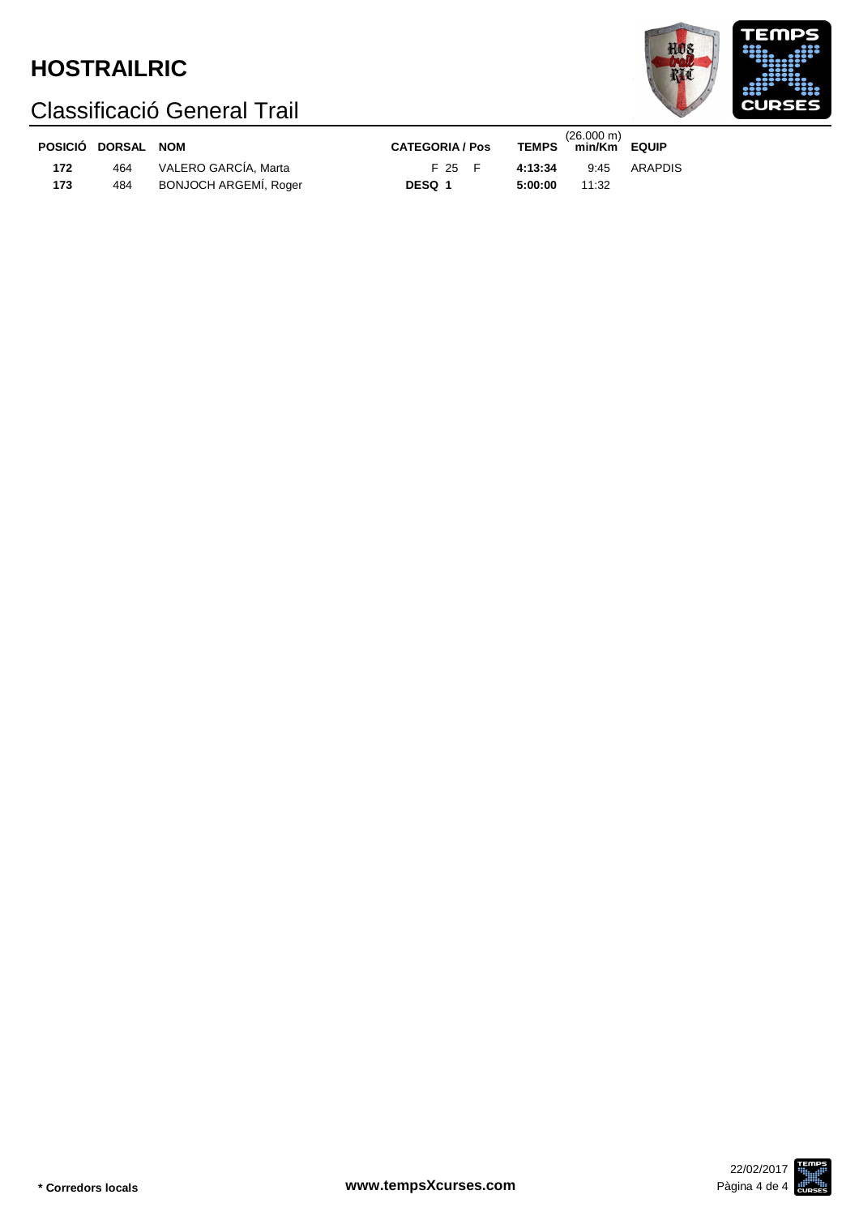# HOSTRAILRIC

## Classificació General Trail

| POSICIÓ | DORSAL | NOM | CATEGORIA / Pos | TEMPS | (26.000 m) min/Km | EQUIP |
|---|---|---|---|---|---|---|
| **172** | 464 | VALERO GARCÍA, Marta | F 25 F | **4:13:34** | 9:45 | ARAPDIS |
| **173** | 484 | BONJOCH ARGEMÍ, Roger | **DESQ 1** | **5:00:00** | 11:32 | |

**\* Corredors locals**

**www.tempsXcurses.com**

22/02/2017